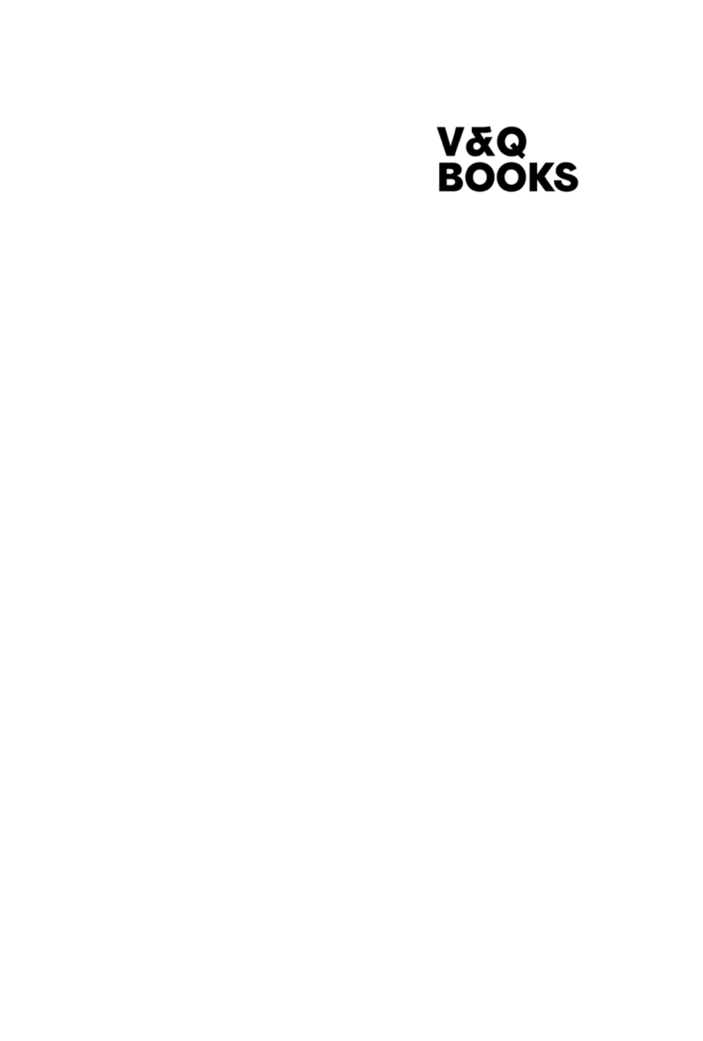V&Q
BOOKS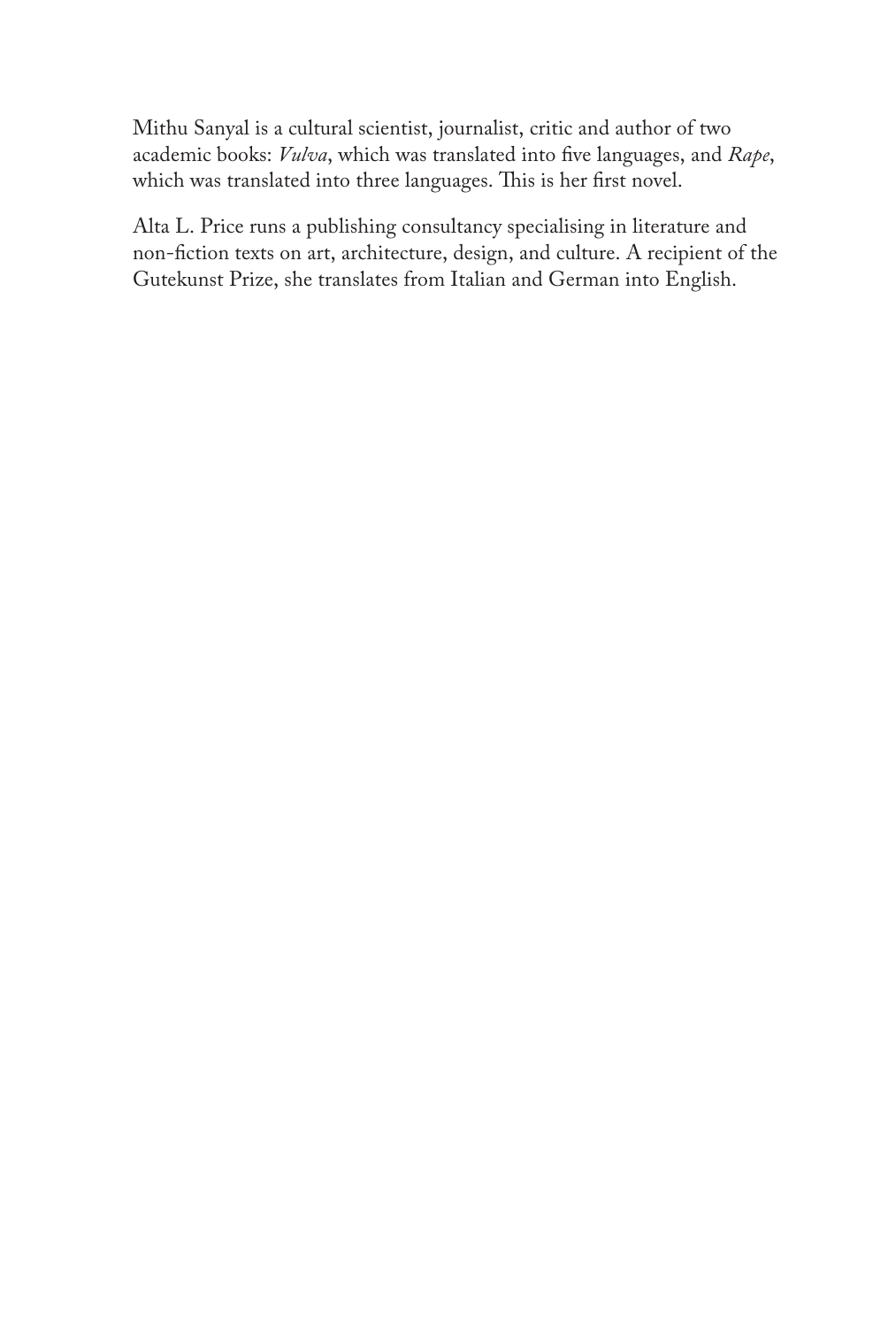Mithu Sanyal is a cultural scientist, journalist, critic and author of two academic books: *Vulva*, which was translated into five languages, and *Rape*, which was translated into three languages. This is her first novel.

Alta L. Price runs a publishing consultancy specialising in literature and non-fiction texts on art, architecture, design, and culture. A recipient of the Gutekunst Prize, she translates from Italian and German into English.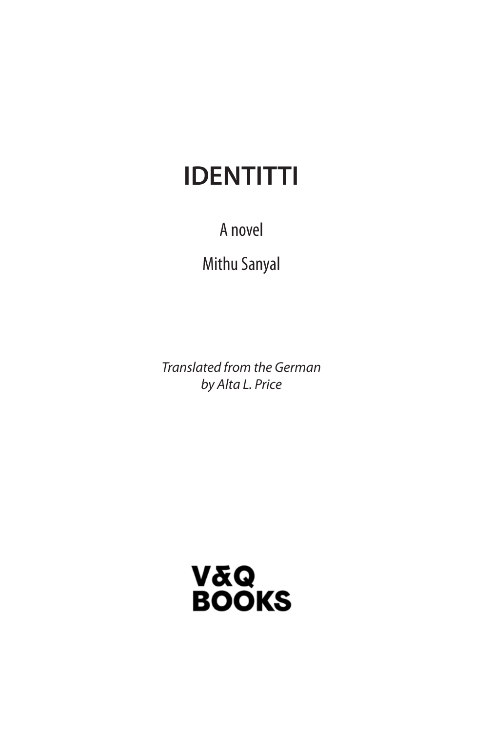# IDENTITTI

A novel

Mithu Sanyal

*Translated from the German by Alta L. Price*

V&Q BOOKS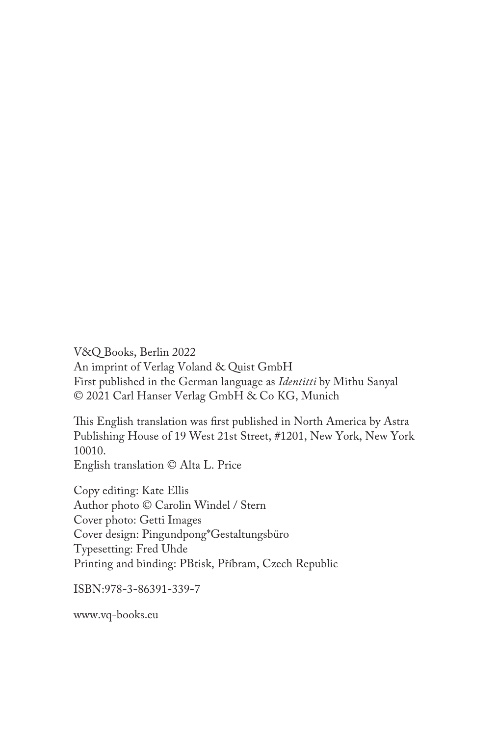V&Q Books, Berlin 2022  
An imprint of Verlag Voland & Quist GmbH  
First published in the German language as *Identitti* by Mithu Sanyal  
© 2021 Carl Hanser Verlag GmbH & Co KG, Munich

This English translation was first published in North America by Astra Publishing House of 19 West 21st Street, #1201, New York, New York 10010.  
English translation © Alta L. Price

Copy editing: Kate Ellis  
Author photo © Carolin Windel / Stern  
Cover photo: Getti Images  
Cover design: Pingundpong*Gestaltungsbüro  
Typesetting: Fred Uhde  
Printing and binding: PBtisk, Příbram, Czech Republic

ISBN:978-3-86391-339-7

www.vq-books.eu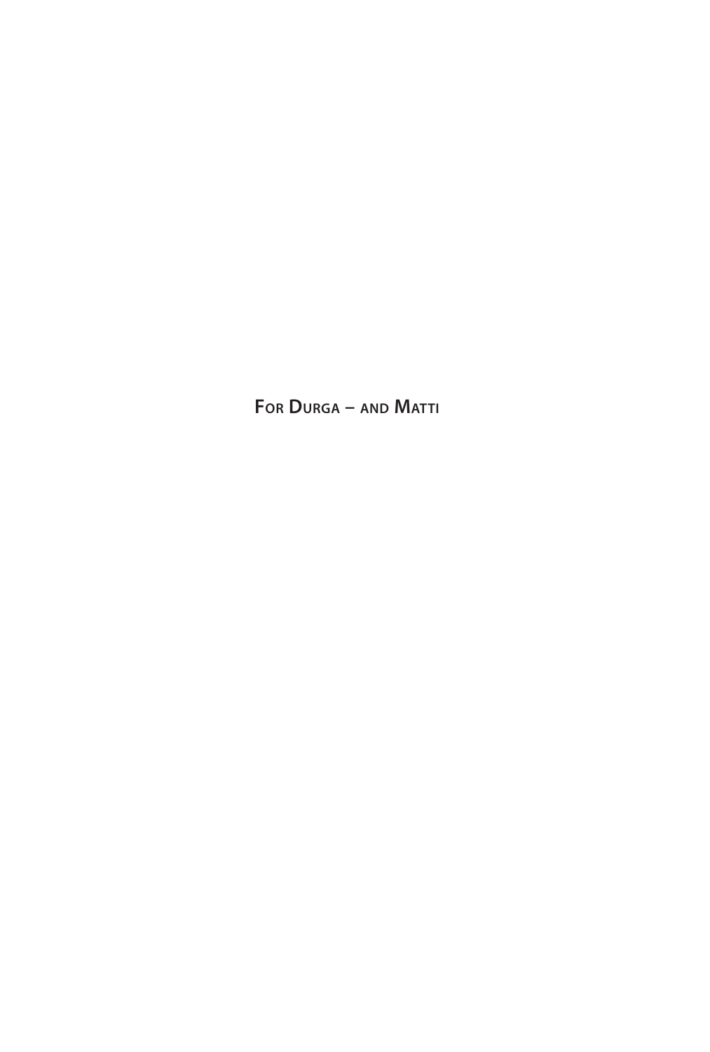For Durga – and Matti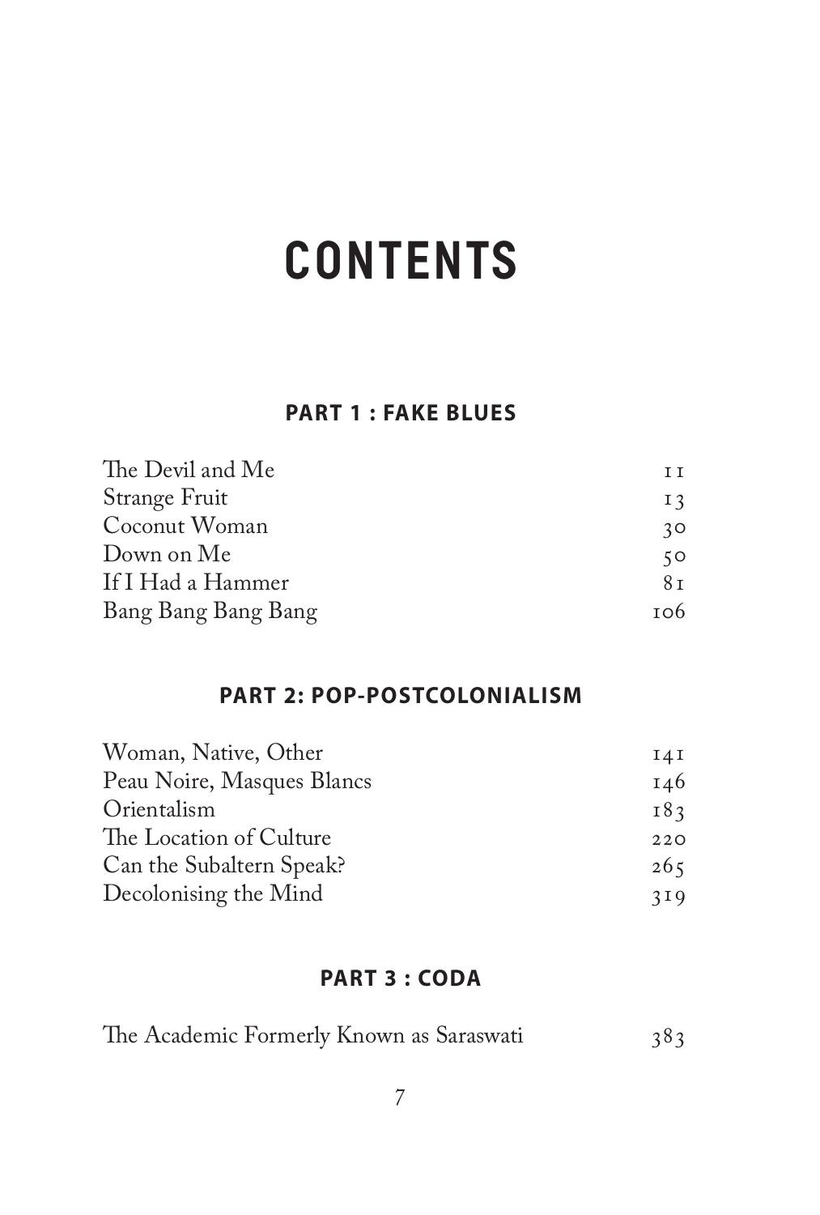# CONTENTS

## PART 1 : FAKE BLUES

| | |
|---|---|
| The Devil and Me | 11 |
| Strange Fruit | 13 |
| Coconut Woman | 30 |
| Down on Me | 50 |
| If I Had a Hammer | 81 |
| Bang Bang Bang Bang | 106 |

## PART 2: POP-POSTCOLONIALISM

| | |
|---|---|
| Woman, Native, Other | 141 |
| Peau Noire, Masques Blancs | 146 |
| Orientalism | 183 |
| The Location of Culture | 220 |
| Can the Subaltern Speak? | 265 |
| Decolonising the Mind | 319 |

## PART 3 : CODA

| | |
|---|---|
| The Academic Formerly Known as Saraswati | 383 |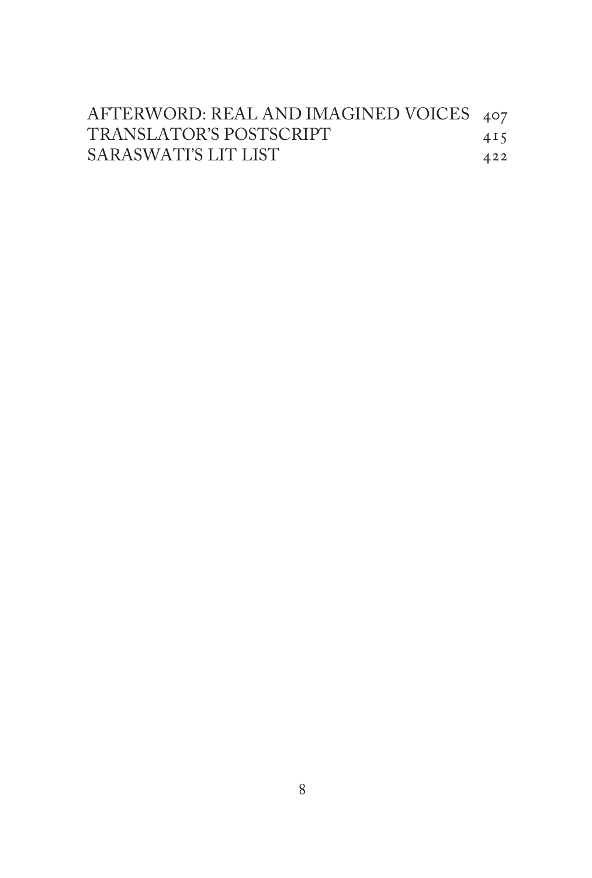AFTERWORD: REAL AND IMAGINED VOICES 407
TRANSLATOR'S POSTSCRIPT 415
SARASWATI'S LIT LIST 422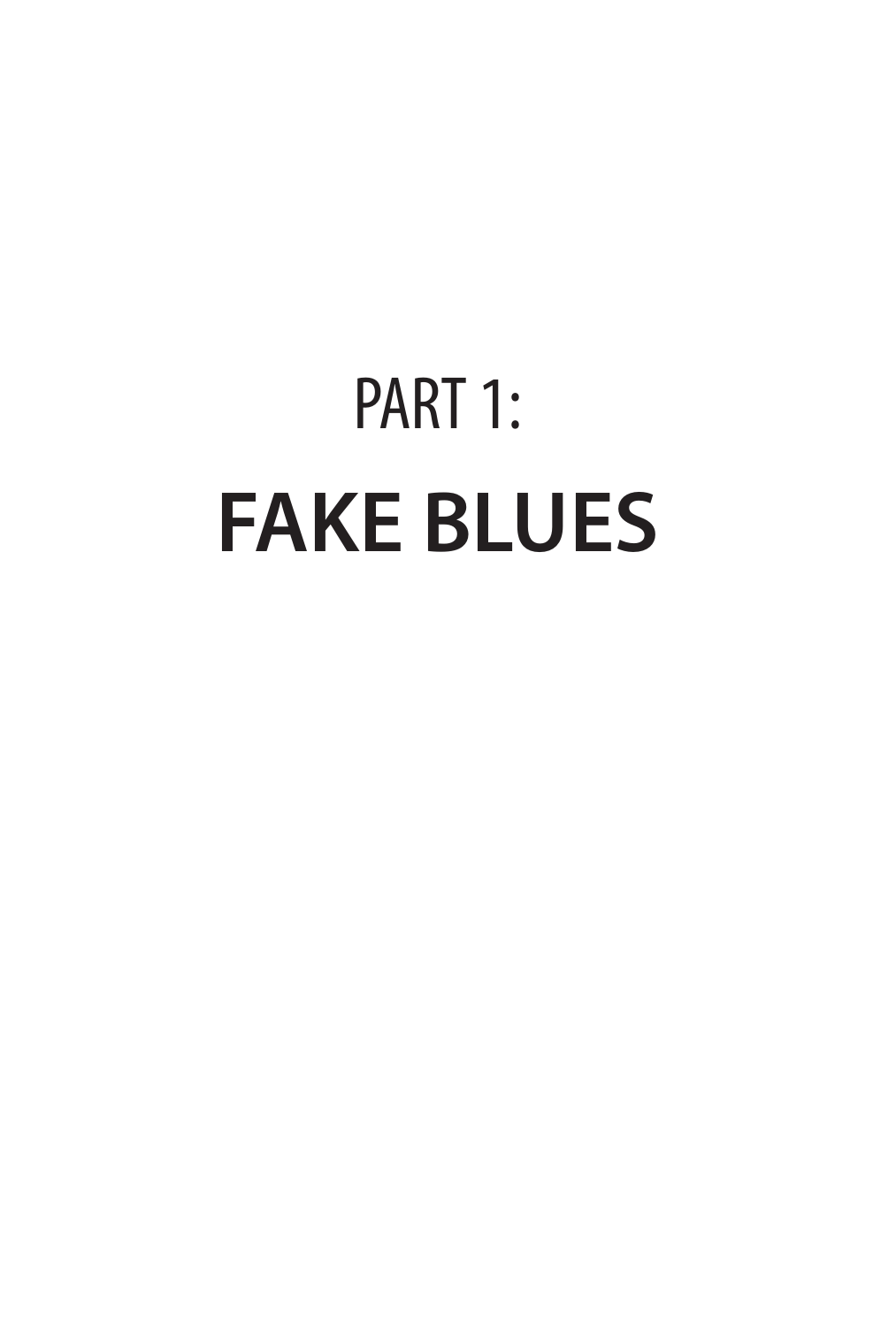# PART 1:
# FAKE BLUES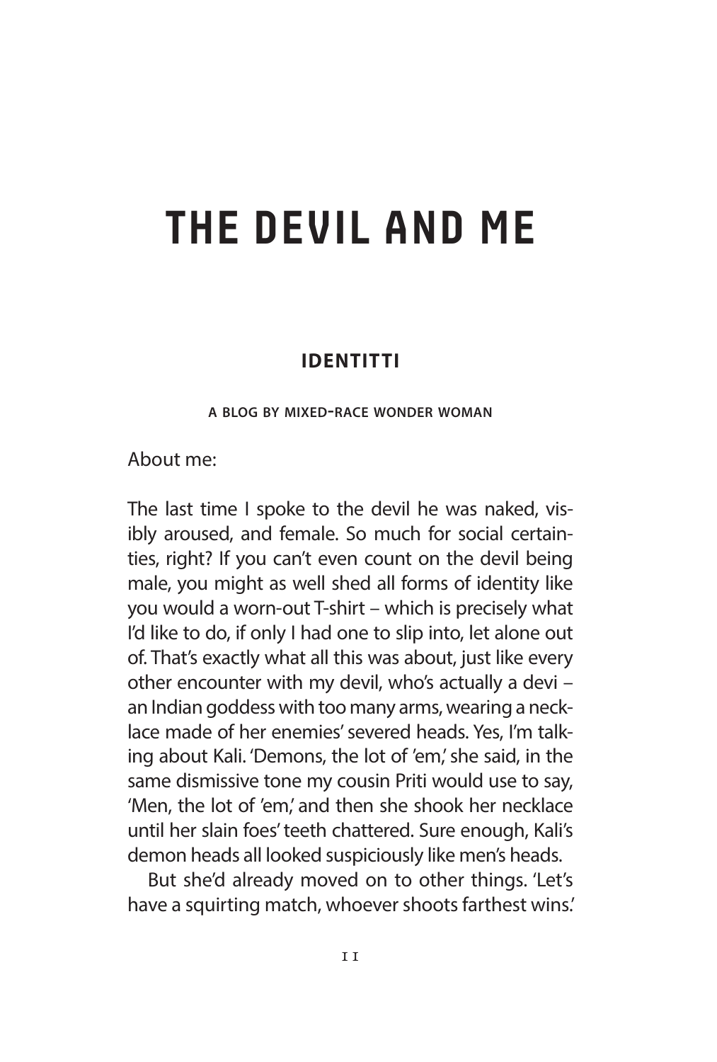# THE DEVIL AND ME

### IDENTITTI

A BLOG BY MIXED-RACE WONDER WOMAN

About me:

The last time I spoke to the devil he was naked, visibly aroused, and female. So much for social certainties, right? If you can't even count on the devil being male, you might as well shed all forms of identity like you would a worn-out T-shirt – which is precisely what I'd like to do, if only I had one to slip into, let alone out of. That's exactly what all this was about, just like every other encounter with my devil, who's actually a devi – an Indian goddess with too many arms, wearing a necklace made of her enemies' severed heads. Yes, I'm talking about Kali. 'Demons, the lot of 'em,' she said, in the same dismissive tone my cousin Priti would use to say, 'Men, the lot of 'em,' and then she shook her necklace until her slain foes' teeth chattered. Sure enough, Kali's demon heads all looked suspiciously like men's heads.

But she'd already moved on to other things. 'Let's have a squirting match, whoever shoots farthest wins.'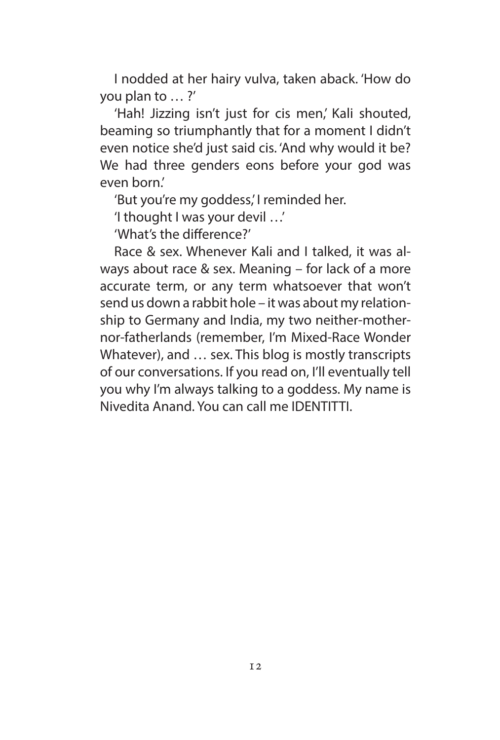I nodded at her hairy vulva, taken aback. 'How do you plan to … ?'

'Hah! Jizzing isn't just for cis men,' Kali shouted, beaming so triumphantly that for a moment I didn't even notice she'd just said cis. 'And why would it be? We had three genders eons before your god was even born.'

'But you're my goddess,' I reminded her.

'I thought I was your devil …'

'What's the difference?'

Race & sex. Whenever Kali and I talked, it was always about race & sex. Meaning – for lack of a more accurate term, or any term whatsoever that won't send us down a rabbit hole – it was about my relationship to Germany and India, my two neither-mother-nor-fatherlands (remember, I'm Mixed-Race Wonder Whatever), and … sex. This blog is mostly transcripts of our conversations. If you read on, I'll eventually tell you why I'm always talking to a goddess. My name is Nivedita Anand. You can call me IDENTITTI.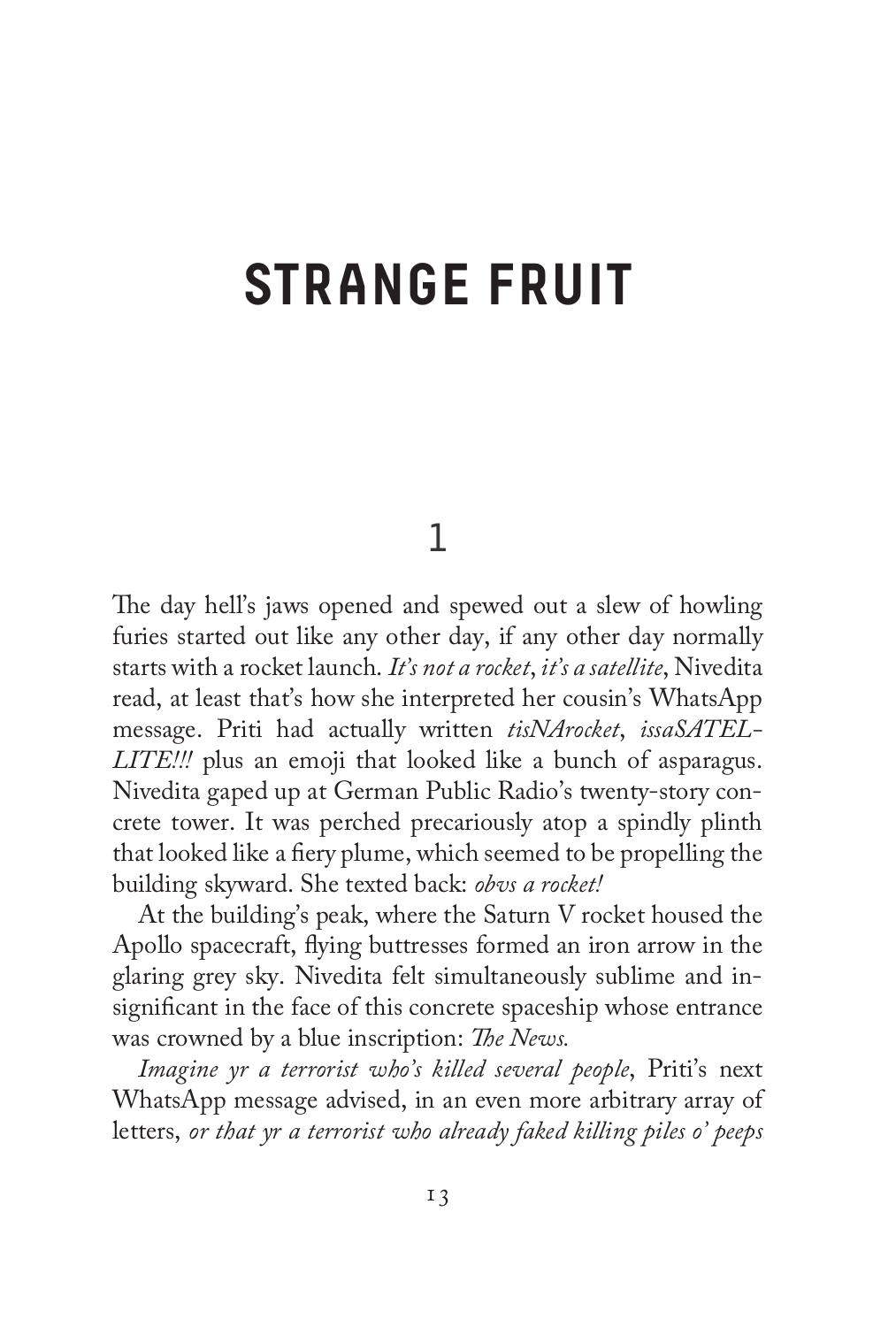# STRANGE FRUIT

## 1

The day hell's jaws opened and spewed out a slew of howling furies started out like any other day, if any other day normally starts with a rocket launch. *It's not a rocket*, *it's a satellite*, Nivedita read, at least that's how she interpreted her cousin's WhatsApp message. Priti had actually written *tisNArocket*, *issaSATELLITE!!!* plus an emoji that looked like a bunch of asparagus. Nivedita gaped up at German Public Radio's twenty-story concrete tower. It was perched precariously atop a spindly plinth that looked like a fiery plume, which seemed to be propelling the building skyward. She texted back: *obvs a rocket!*

At the building's peak, where the Saturn V rocket housed the Apollo spacecraft, flying buttresses formed an iron arrow in the glaring grey sky. Nivedita felt simultaneously sublime and insignificant in the face of this concrete spaceship whose entrance was crowned by a blue inscription: *The News.*

*Imagine yr a terrorist who's killed several people*, Priti's next WhatsApp message advised, in an even more arbitrary array of letters, *or that yr a terrorist who already faked killing piles o' peeps*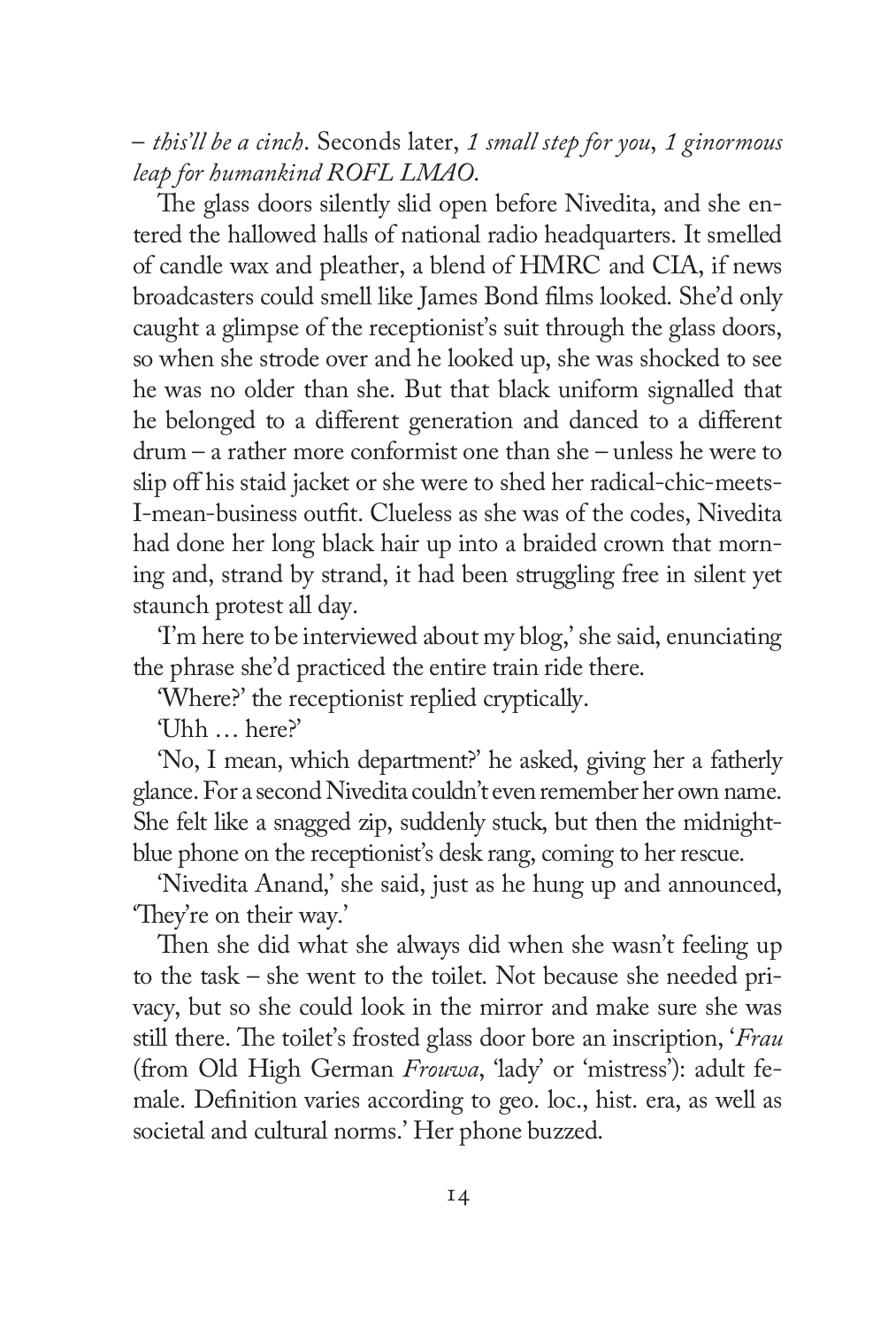– *this'll be a cinch*. Seconds later, *1 small step for you, 1 ginormous leap for humankind ROFL LMAO*.

The glass doors silently slid open before Nivedita, and she entered the hallowed halls of national radio headquarters. It smelled of candle wax and pleather, a blend of HMRC and CIA, if news broadcasters could smell like James Bond films looked. She'd only caught a glimpse of the receptionist's suit through the glass doors, so when she strode over and he looked up, she was shocked to see he was no older than she. But that black uniform signalled that he belonged to a different generation and danced to a different drum – a rather more conformist one than she – unless he were to slip off his staid jacket or she were to shed her radical-chic-meets-I-mean-business outfit. Clueless as she was of the codes, Nivedita had done her long black hair up into a braided crown that morning and, strand by strand, it had been struggling free in silent yet staunch protest all day.

'I'm here to be interviewed about my blog,' she said, enunciating the phrase she'd practiced the entire train ride there.

'Where?' the receptionist replied cryptically.

'Uhh … here?'

'No, I mean, which department?' he asked, giving her a fatherly glance. For a second Nivedita couldn't even remember her own name. She felt like a snagged zip, suddenly stuck, but then the midnight-blue phone on the receptionist's desk rang, coming to her rescue.

'Nivedita Anand,' she said, just as he hung up and announced, 'They're on their way.'

Then she did what she always did when she wasn't feeling up to the task – she went to the toilet. Not because she needed privacy, but so she could look in the mirror and make sure she was still there. The toilet's frosted glass door bore an inscription, '*Frau* (from Old High German *Frouwa*, 'lady' or 'mistress'): adult female. Definition varies according to geo. loc., hist. era, as well as societal and cultural norms.' Her phone buzzed.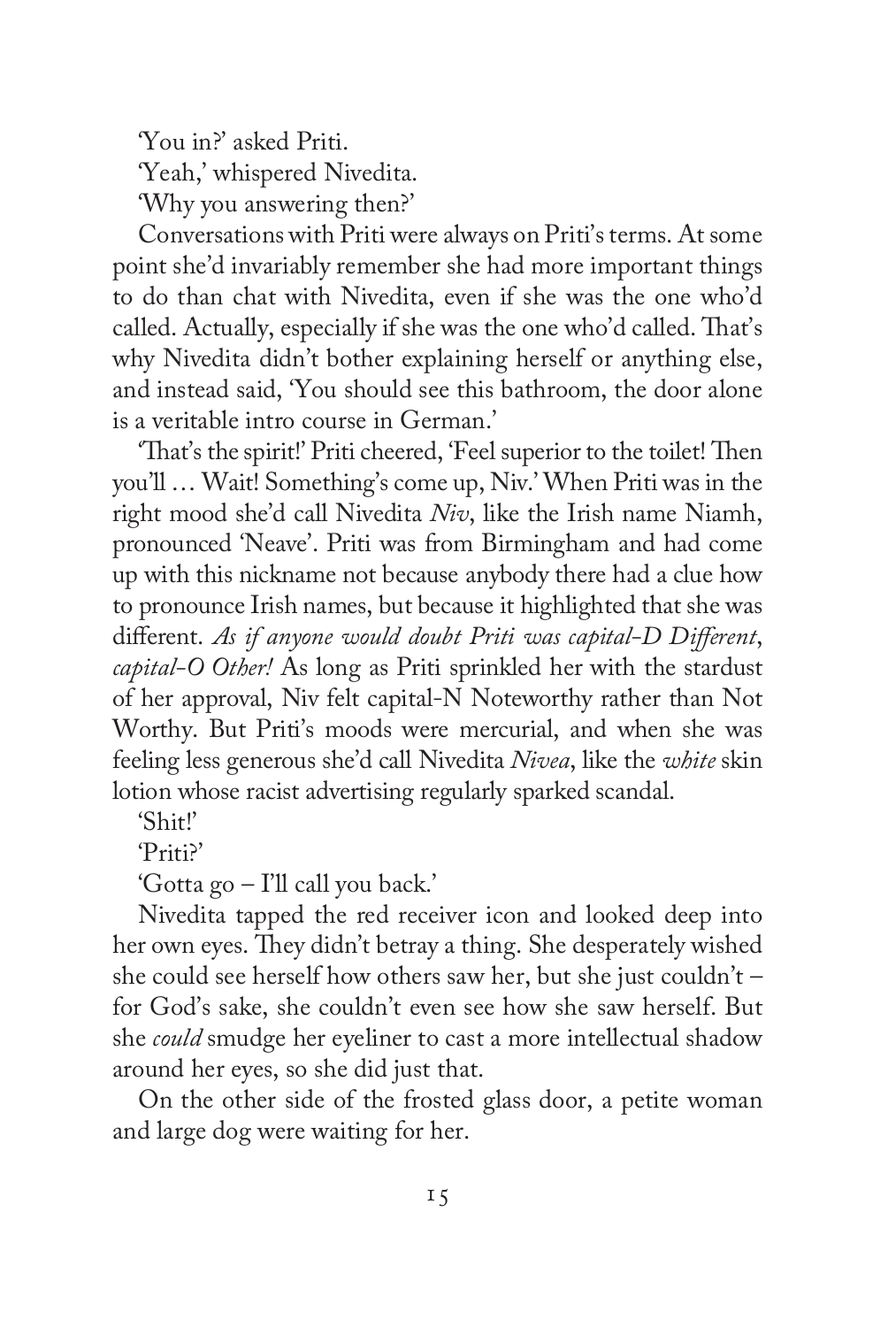'You in?' asked Priti.

'Yeah,' whispered Nivedita.

'Why you answering then?'

Conversations with Priti were always on Priti's terms. At some point she'd invariably remember she had more important things to do than chat with Nivedita, even if she was the one who'd called. Actually, especially if she was the one who'd called. That's why Nivedita didn't bother explaining herself or anything else, and instead said, 'You should see this bathroom, the door alone is a veritable intro course in German.'

'That's the spirit!' Priti cheered, 'Feel superior to the toilet! Then you'll … Wait! Something's come up, Niv.' When Priti was in the right mood she'd call Nivedita *Niv*, like the Irish name Niamh, pronounced 'Neave'. Priti was from Birmingham and had come up with this nickname not because anybody there had a clue how to pronounce Irish names, but because it highlighted that she was different. *As if anyone would doubt Priti was capital-D Different, capital-O Other!* As long as Priti sprinkled her with the stardust of her approval, Niv felt capital-N Noteworthy rather than Not Worthy. But Priti's moods were mercurial, and when she was feeling less generous she'd call Nivedita *Nivea*, like the *white* skin lotion whose racist advertising regularly sparked scandal.

'Shit!'

'Priti?'

'Gotta go – I'll call you back.'

Nivedita tapped the red receiver icon and looked deep into her own eyes. They didn't betray a thing. She desperately wished she could see herself how others saw her, but she just couldn't – for God's sake, she couldn't even see how she saw herself. But she *could* smudge her eyeliner to cast a more intellectual shadow around her eyes, so she did just that.

On the other side of the frosted glass door, a petite woman and large dog were waiting for her.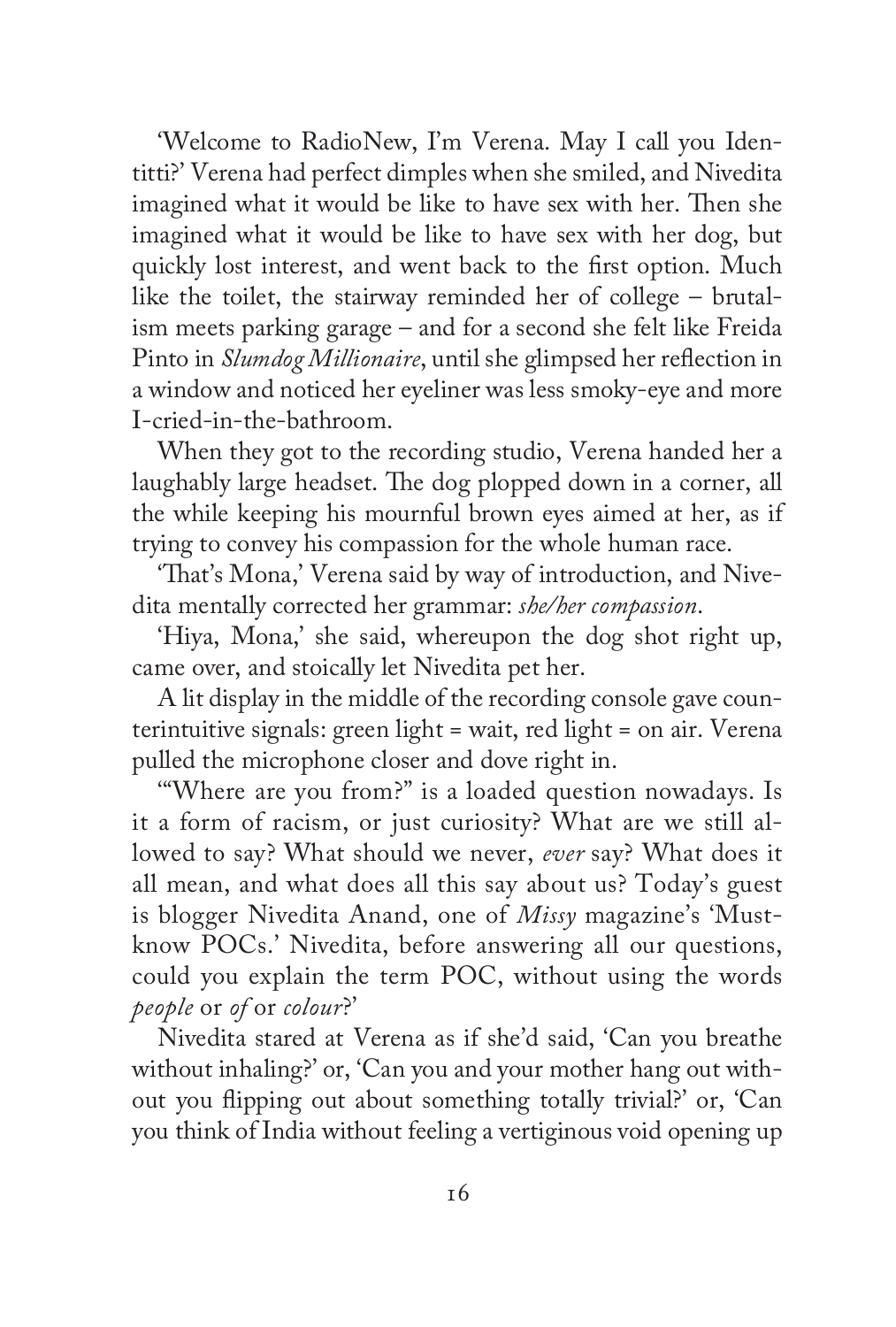'Welcome to RadioNew, I'm Verena. May I call you Identitti?' Verena had perfect dimples when she smiled, and Nivedita imagined what it would be like to have sex with her. Then she imagined what it would be like to have sex with her dog, but quickly lost interest, and went back to the first option. Much like the toilet, the stairway reminded her of college – brutalism meets parking garage – and for a second she felt like Freida Pinto in *Slumdog Millionaire*, until she glimpsed her reflection in a window and noticed her eyeliner was less smoky-eye and more I-cried-in-the-bathroom.

When they got to the recording studio, Verena handed her a laughably large headset. The dog plopped down in a corner, all the while keeping his mournful brown eyes aimed at her, as if trying to convey his compassion for the whole human race.

'That's Mona,' Verena said by way of introduction, and Nivedita mentally corrected her grammar: *she/her compassion*.

'Hiya, Mona,' she said, whereupon the dog shot right up, came over, and stoically let Nivedita pet her.

A lit display in the middle of the recording console gave counterintuitive signals: green light = wait, red light = on air. Verena pulled the microphone closer and dove right in.

'"Where are you from?" is a loaded question nowadays. Is it a form of racism, or just curiosity? What are we still allowed to say? What should we never, *ever* say? What does it all mean, and what does all this say about us? Today's guest is blogger Nivedita Anand, one of *Missy* magazine's 'Must-know POCs.' Nivedita, before answering all our questions, could you explain the term POC, without using the words *people* or *of* or *colour*?'

Nivedita stared at Verena as if she'd said, 'Can you breathe without inhaling?' or, 'Can you and your mother hang out without you flipping out about something totally trivial?' or, 'Can you think of India without feeling a vertiginous void opening up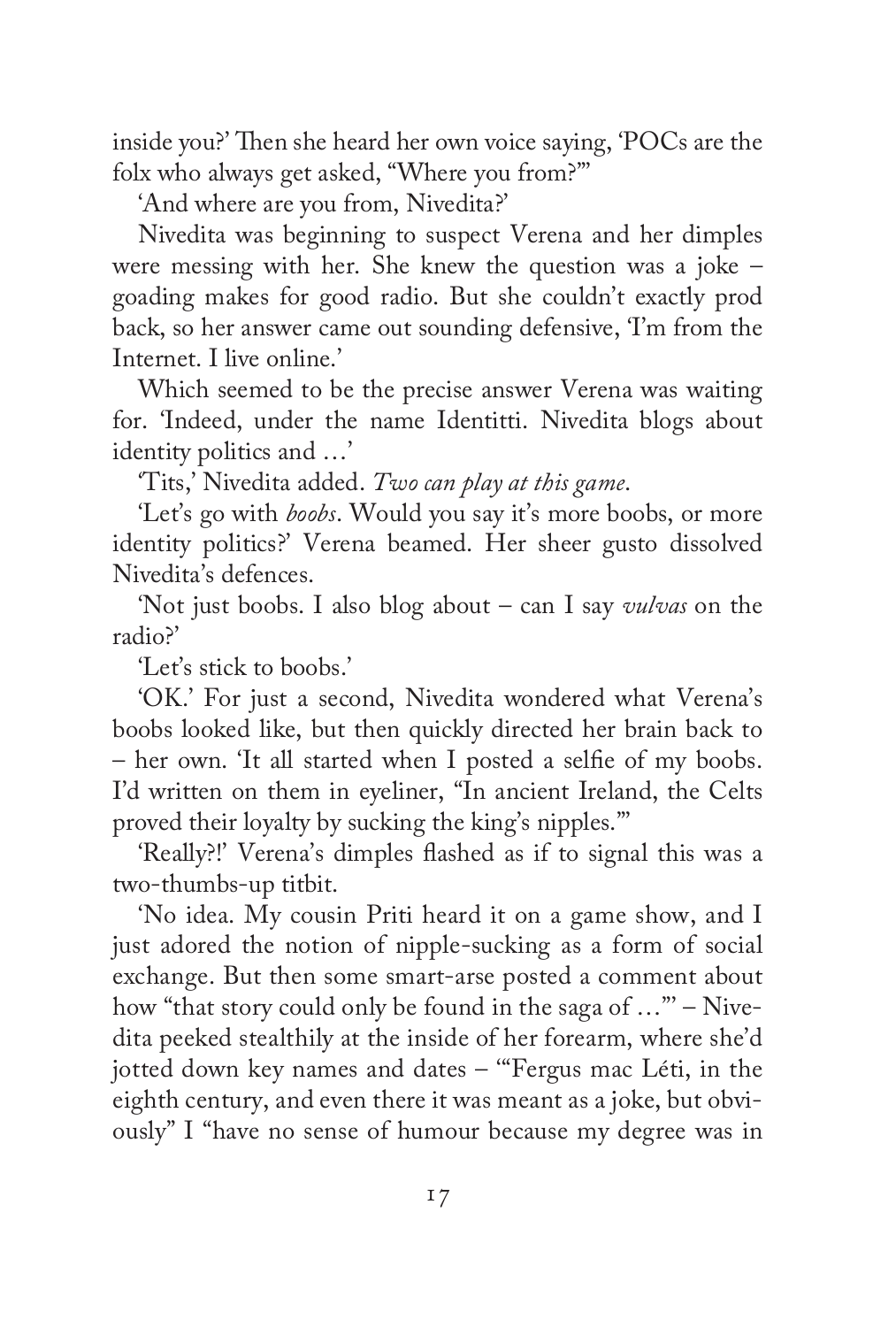inside you?' Then she heard her own voice saying, 'POCs are the folx who always get asked, "Where you from?"'

'And where are you from, Nivedita?'

Nivedita was beginning to suspect Verena and her dimples were messing with her. She knew the question was a joke – goading makes for good radio. But she couldn't exactly prod back, so her answer came out sounding defensive, 'I'm from the Internet. I live online.'

Which seemed to be the precise answer Verena was waiting for. 'Indeed, under the name Identitti. Nivedita blogs about identity politics and …'

'Tits,' Nivedita added. *Two can play at this game*.

'Let's go with *boobs*. Would you say it's more boobs, or more identity politics?' Verena beamed. Her sheer gusto dissolved Nivedita's defences.

'Not just boobs. I also blog about – can I say *vulvas* on the radio?'

'Let's stick to boobs.'

'OK.' For just a second, Nivedita wondered what Verena's boobs looked like, but then quickly directed her brain back to – her own. 'It all started when I posted a selfie of my boobs. I'd written on them in eyeliner, "In ancient Ireland, the Celts proved their loyalty by sucking the king's nipples."'

'Really?!' Verena's dimples flashed as if to signal this was a two-thumbs-up titbit.

'No idea. My cousin Priti heard it on a game show, and I just adored the notion of nipple-sucking as a form of social exchange. But then some smart-arse posted a comment about how "that story could only be found in the saga of …"' – Nivedita peeked stealthily at the inside of her forearm, where she'd jotted down key names and dates – '"Fergus mac Léti, in the eighth century, and even there it was meant as a joke, but obviously" I "have no sense of humour because my degree was in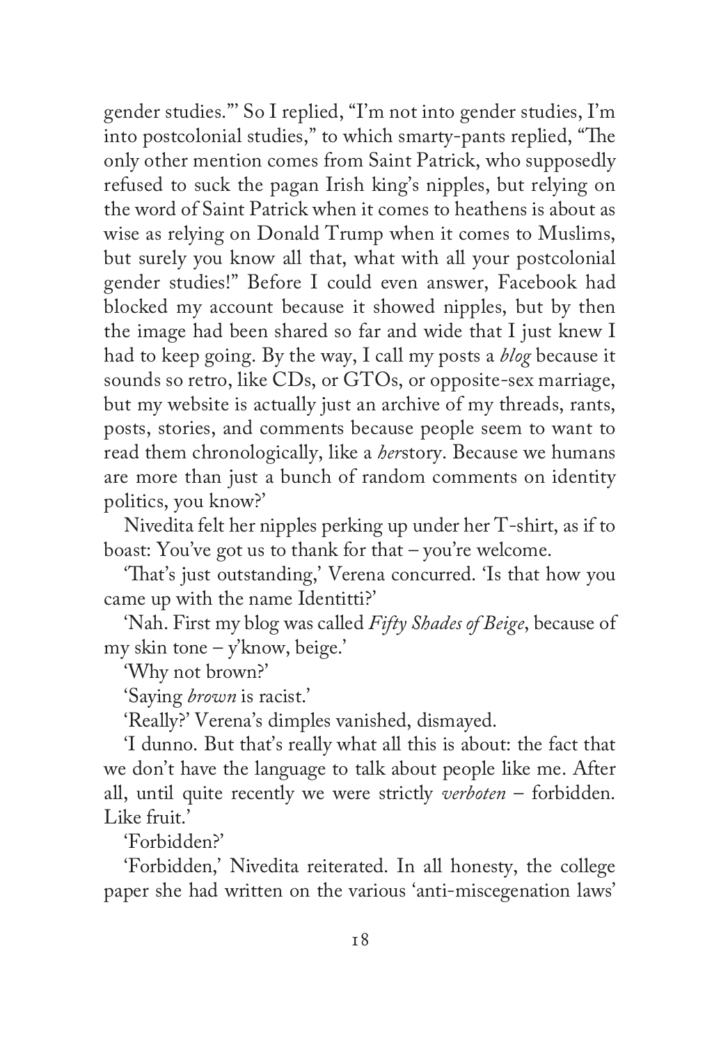gender studies.'" So I replied, "I'm not into gender studies, I'm into postcolonial studies," to which smarty-pants replied, "The only other mention comes from Saint Patrick, who supposedly refused to suck the pagan Irish king's nipples, but relying on the word of Saint Patrick when it comes to heathens is about as wise as relying on Donald Trump when it comes to Muslims, but surely you know all that, what with all your postcolonial gender studies!" Before I could even answer, Facebook had blocked my account because it showed nipples, but by then the image had been shared so far and wide that I just knew I had to keep going. By the way, I call my posts a *blog* because it sounds so retro, like CDs, or GTOs, or opposite-sex marriage, but my website is actually just an archive of my threads, rants, posts, stories, and comments because people seem to want to read them chronologically, like a *her*story. Because we humans are more than just a bunch of random comments on identity politics, you know?'

Nivedita felt her nipples perking up under her T-shirt, as if to boast: You've got us to thank for that – you're welcome.

'That's just outstanding,' Verena concurred. 'Is that how you came up with the name Identitti?'

'Nah. First my blog was called *Fifty Shades of Beige*, because of my skin tone – y'know, beige.'

'Why not brown?'

'Saying *brown* is racist.'

'Really?' Verena's dimples vanished, dismayed.

'I dunno. But that's really what all this is about: the fact that we don't have the language to talk about people like me. After all, until quite recently we were strictly *verboten* – forbidden. Like fruit.'

'Forbidden?'

'Forbidden,' Nivedita reiterated. In all honesty, the college paper she had written on the various 'anti-miscegenation laws'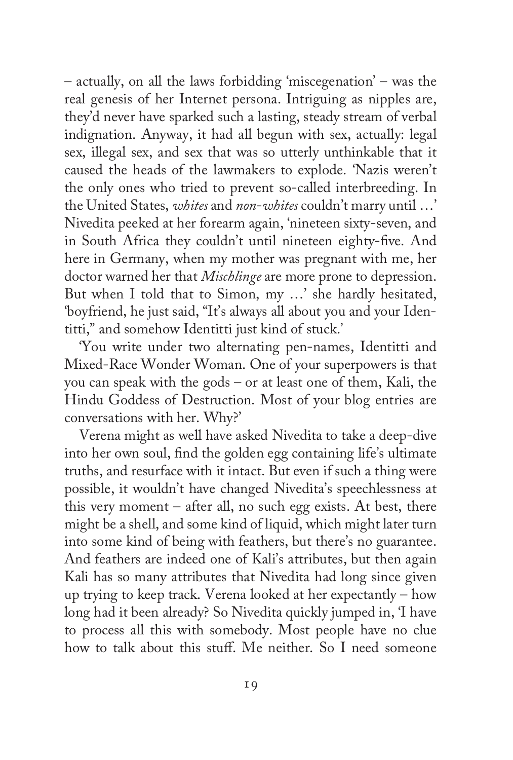– actually, on all the laws forbidding 'miscegenation' – was the real genesis of her Internet persona. Intriguing as nipples are, they'd never have sparked such a lasting, steady stream of verbal indignation. Anyway, it had all begun with sex, actually: legal sex, illegal sex, and sex that was so utterly unthinkable that it caused the heads of the lawmakers to explode. 'Nazis weren't the only ones who tried to prevent so-called interbreeding. In the United States, *whites* and *non-whites* couldn't marry until …' Nivedita peeked at her forearm again, 'nineteen sixty-seven, and in South Africa they couldn't until nineteen eighty-five. And here in Germany, when my mother was pregnant with me, her doctor warned her that *Mischlinge* are more prone to depression. But when I told that to Simon, my …' she hardly hesitated, 'boyfriend, he just said, "It's always all about you and your Identitti," and somehow Identitti just kind of stuck.'

'You write under two alternating pen-names, Identitti and Mixed-Race Wonder Woman. One of your superpowers is that you can speak with the gods – or at least one of them, Kali, the Hindu Goddess of Destruction. Most of your blog entries are conversations with her. Why?'

Verena might as well have asked Nivedita to take a deep-dive into her own soul, find the golden egg containing life's ultimate truths, and resurface with it intact. But even if such a thing were possible, it wouldn't have changed Nivedita's speechlessness at this very moment – after all, no such egg exists. At best, there might be a shell, and some kind of liquid, which might later turn into some kind of being with feathers, but there's no guarantee. And feathers are indeed one of Kali's attributes, but then again Kali has so many attributes that Nivedita had long since given up trying to keep track. Verena looked at her expectantly – how long had it been already? So Nivedita quickly jumped in, 'I have to process all this with somebody. Most people have no clue how to talk about this stuff. Me neither. So I need someone